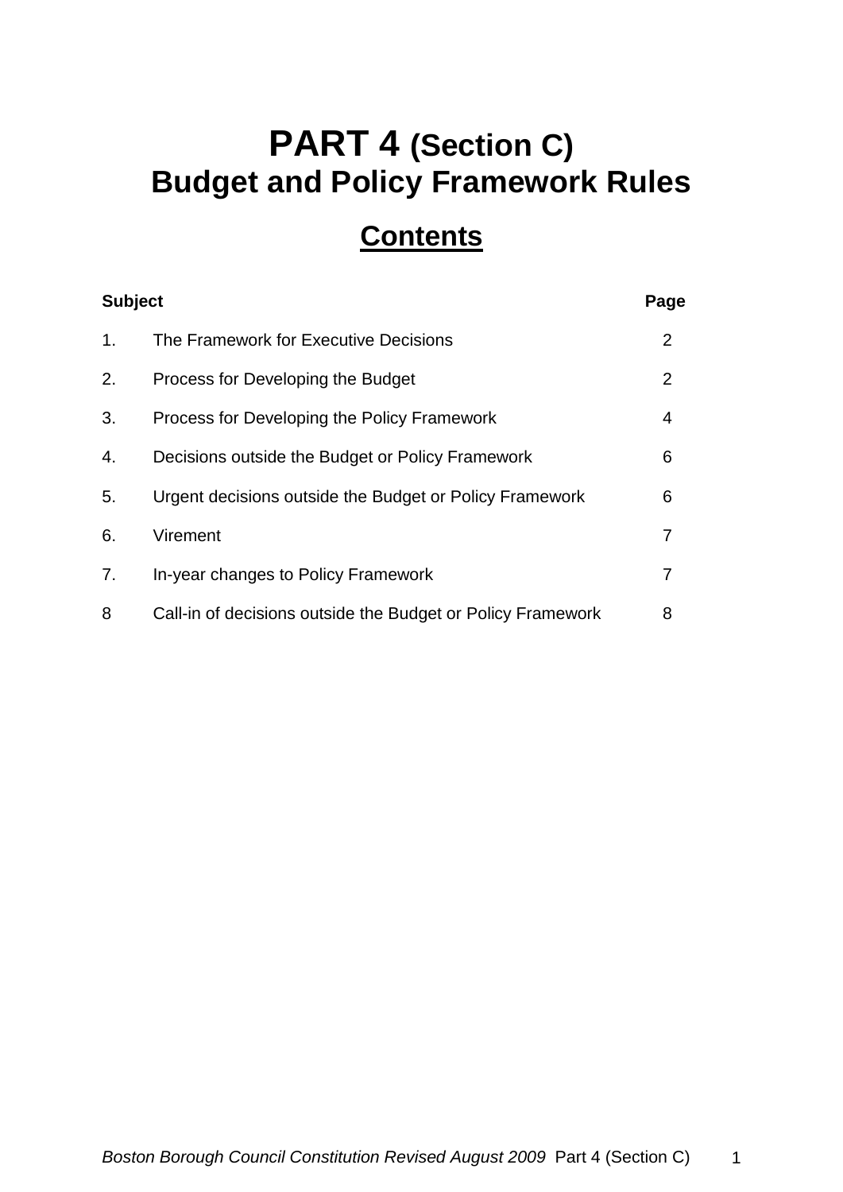# PART 4 (Section C)
# Budget and Policy Framework Rules

## Contents

| Subject | | Page |
|---|---|---|
| 1. | The Framework for Executive Decisions | 2 |
| 2. | Process for Developing the Budget | 2 |
| 3. | Process for Developing the Policy Framework | 4 |
| 4. | Decisions outside the Budget or Policy Framework | 6 |
| 5. | Urgent decisions outside the Budget or Policy Framework | 6 |
| 6. | Virement | 7 |
| 7. | In-year changes to Policy Framework | 7 |
| 8 | Call-in of decisions outside the Budget or Policy Framework | 8 |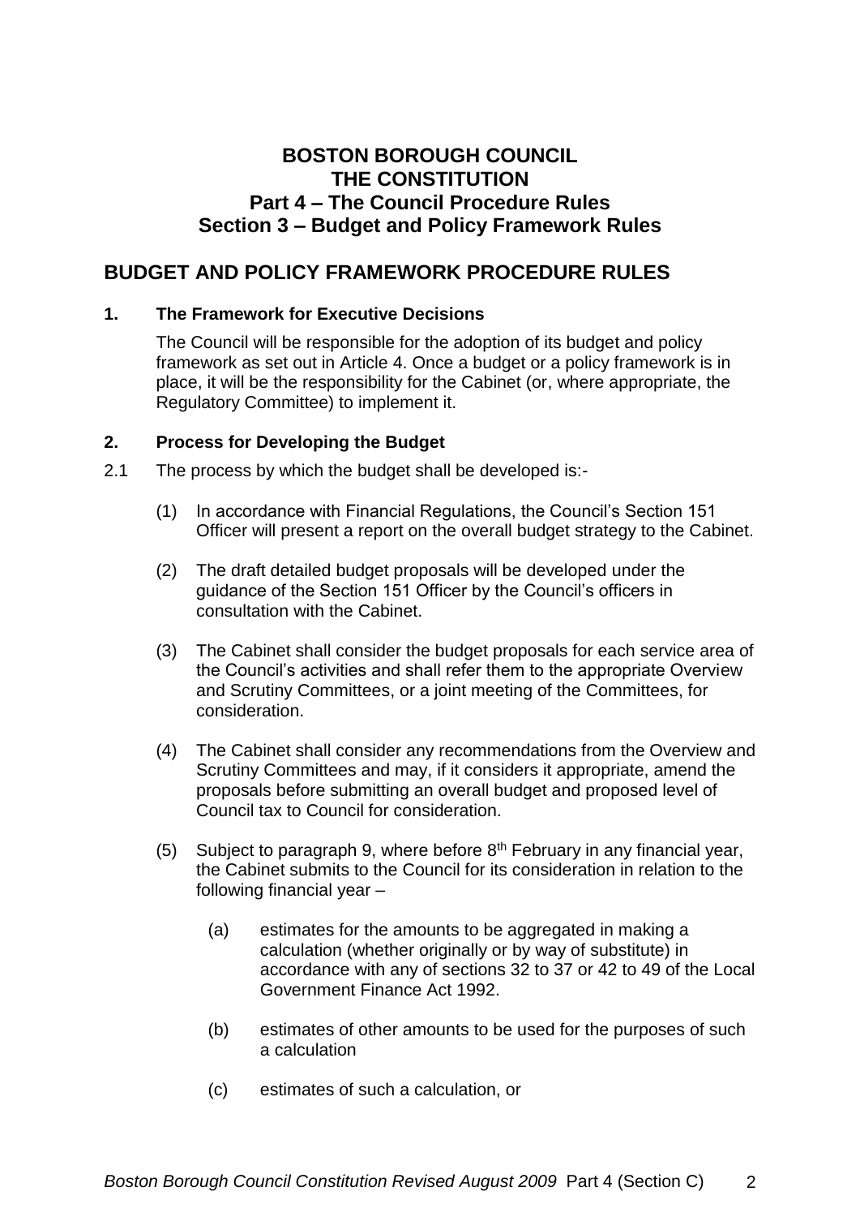# BOSTON BOROUGH COUNCIL
# THE CONSTITUTION
## Part 4 – The Council Procedure Rules
## Section 3 – Budget and Policy Framework Rules

## BUDGET AND POLICY FRAMEWORK PROCEDURE RULES

### 1. The Framework for Executive Decisions

The Council will be responsible for the adoption of its budget and policy framework as set out in Article 4. Once a budget or a policy framework is in place, it will be the responsibility for the Cabinet (or, where appropriate, the Regulatory Committee) to implement it.

### 2. Process for Developing the Budget

2.1 The process by which the budget shall be developed is:-

(1) In accordance with Financial Regulations, the Council's Section 151 Officer will present a report on the overall budget strategy to the Cabinet.

(2) The draft detailed budget proposals will be developed under the guidance of the Section 151 Officer by the Council's officers in consultation with the Cabinet.

(3) The Cabinet shall consider the budget proposals for each service area of the Council's activities and shall refer them to the appropriate Overview and Scrutiny Committees, or a joint meeting of the Committees, for consideration.

(4) The Cabinet shall consider any recommendations from the Overview and Scrutiny Committees and may, if it considers it appropriate, amend the proposals before submitting an overall budget and proposed level of Council tax to Council for consideration.

(5) Subject to paragraph 9, where before 8th February in any financial year, the Cabinet submits to the Council for its consideration in relation to the following financial year –

(a) estimates for the amounts to be aggregated in making a calculation (whether originally or by way of substitute) in accordance with any of sections 32 to 37 or 42 to 49 of the Local Government Finance Act 1992.

(b) estimates of other amounts to be used for the purposes of such a calculation

(c) estimates of such a calculation, or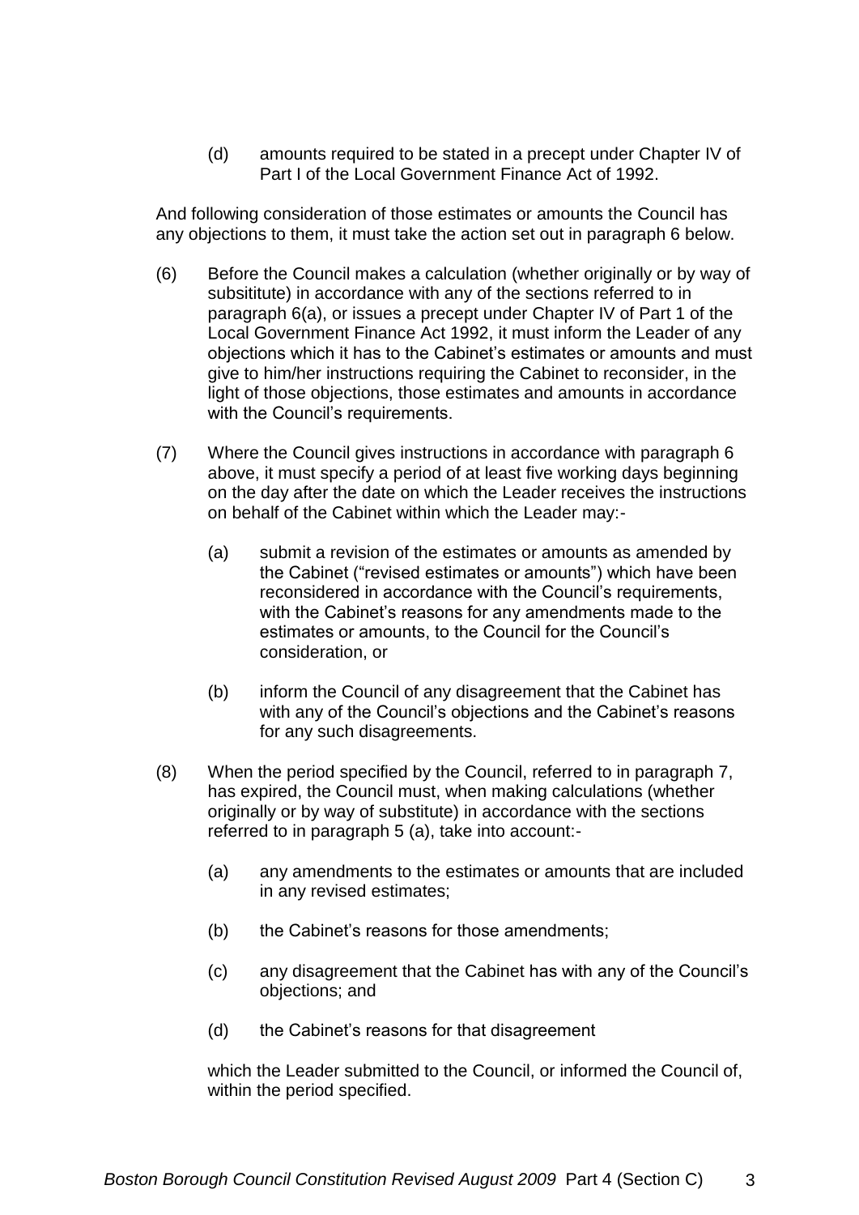(d) amounts required to be stated in a precept under Chapter IV of Part I of the Local Government Finance Act of 1992.

And following consideration of those estimates or amounts the Council has any objections to them, it must take the action set out in paragraph 6 below.

(6) Before the Council makes a calculation (whether originally or by way of subsititute) in accordance with any of the sections referred to in paragraph 6(a), or issues a precept under Chapter IV of Part 1 of the Local Government Finance Act 1992, it must inform the Leader of any objections which it has to the Cabinet's estimates or amounts and must give to him/her instructions requiring the Cabinet to reconsider, in the light of those objections, those estimates and amounts in accordance with the Council's requirements.

(7) Where the Council gives instructions in accordance with paragraph 6 above, it must specify a period of at least five working days beginning on the day after the date on which the Leader receives the instructions on behalf of the Cabinet within which the Leader may:-

   (a) submit a revision of the estimates or amounts as amended by the Cabinet ("revised estimates or amounts") which have been reconsidered in accordance with the Council's requirements, with the Cabinet's reasons for any amendments made to the estimates or amounts, to the Council for the Council's consideration, or

   (b) inform the Council of any disagreement that the Cabinet has with any of the Council's objections and the Cabinet's reasons for any such disagreements.

(8) When the period specified by the Council, referred to in paragraph 7, has expired, the Council must, when making calculations (whether originally or by way of substitute) in accordance with the sections referred to in paragraph 5 (a), take into account:-

   (a) any amendments to the estimates or amounts that are included in any revised estimates;

   (b) the Cabinet's reasons for those amendments;

   (c) any disagreement that the Cabinet has with any of the Council's objections; and

   (d) the Cabinet's reasons for that disagreement

which the Leader submitted to the Council, or informed the Council of, within the period specified.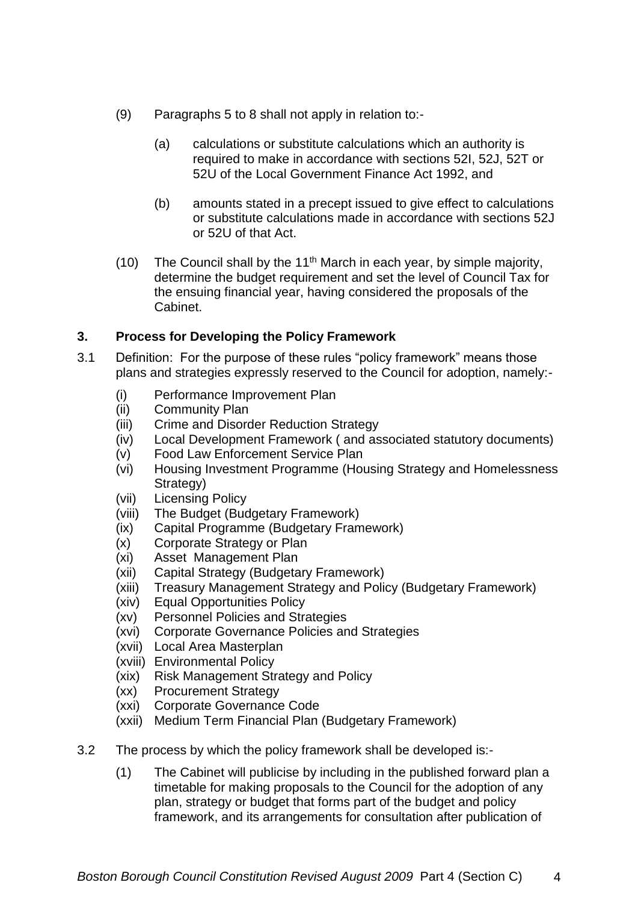(9) Paragraphs 5 to 8 shall not apply in relation to:-

   (a) calculations or substitute calculations which an authority is required to make in accordance with sections 52I, 52J, 52T or 52U of the Local Government Finance Act 1992, and

   (b) amounts stated in a precept issued to give effect to calculations or substitute calculations made in accordance with sections 52J or 52U of that Act.

(10) The Council shall by the 11th March in each year, by simple majority, determine the budget requirement and set the level of Council Tax for the ensuing financial year, having considered the proposals of the Cabinet.

### 3. Process for Developing the Policy Framework

3.1 Definition: For the purpose of these rules "policy framework" means those plans and strategies expressly reserved to the Council for adoption, namely:-

(i) Performance Improvement Plan
(ii) Community Plan
(iii) Crime and Disorder Reduction Strategy
(iv) Local Development Framework ( and associated statutory documents)
(v) Food Law Enforcement Service Plan
(vi) Housing Investment Programme (Housing Strategy and Homelessness Strategy)
(vii) Licensing Policy
(viii) The Budget (Budgetary Framework)
(ix) Capital Programme (Budgetary Framework)
(x) Corporate Strategy or Plan
(xi) Asset Management Plan
(xii) Capital Strategy (Budgetary Framework)
(xiii) Treasury Management Strategy and Policy (Budgetary Framework)
(xiv) Equal Opportunities Policy
(xv) Personnel Policies and Strategies
(xvi) Corporate Governance Policies and Strategies
(xvii) Local Area Masterplan
(xviii) Environmental Policy
(xix) Risk Management Strategy and Policy
(xx) Procurement Strategy
(xxi) Corporate Governance Code
(xxii) Medium Term Financial Plan (Budgetary Framework)

3.2 The process by which the policy framework shall be developed is:-

(1) The Cabinet will publicise by including in the published forward plan a timetable for making proposals to the Council for the adoption of any plan, strategy or budget that forms part of the budget and policy framework, and its arrangements for consultation after publication of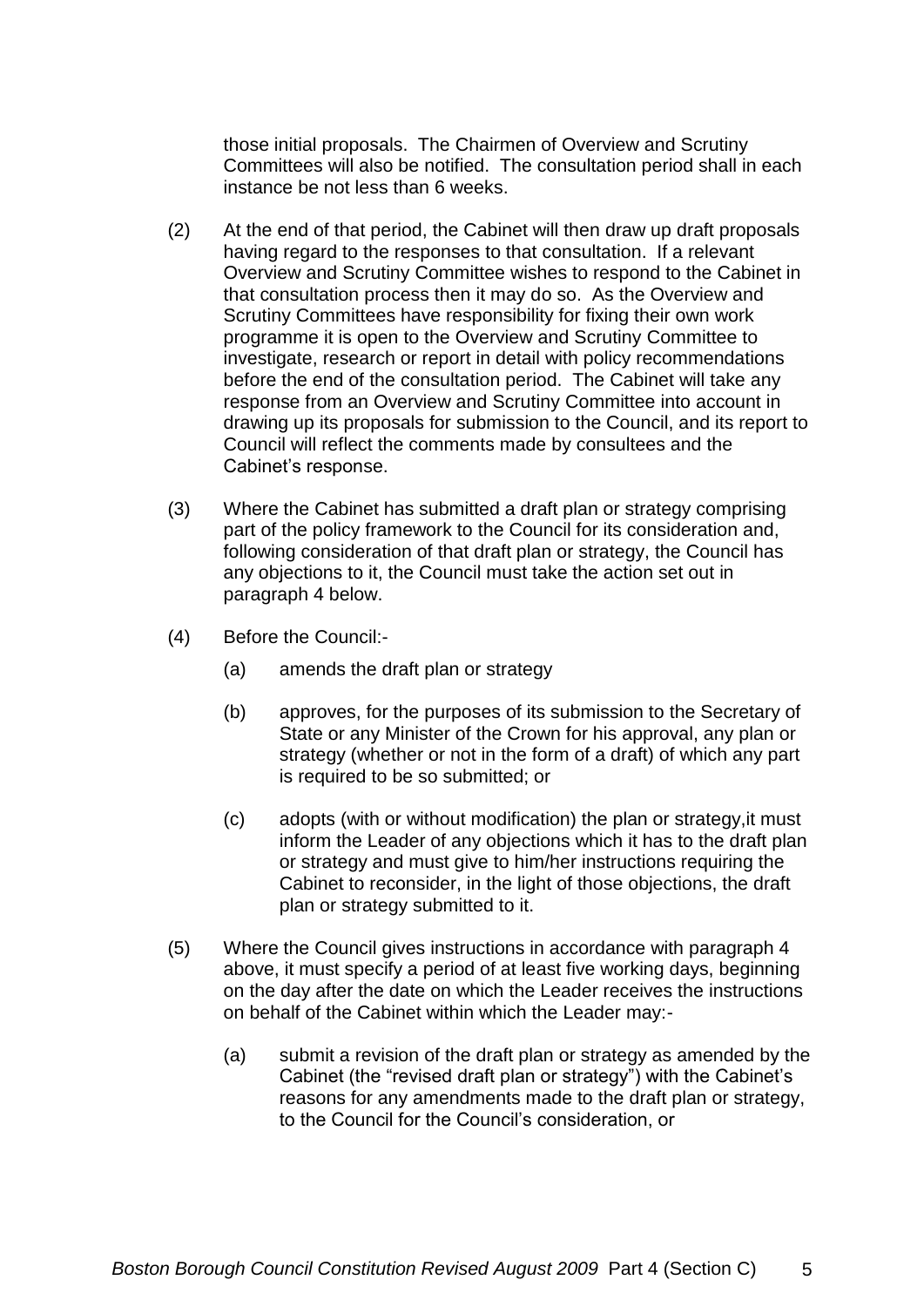those initial proposals. The Chairmen of Overview and Scrutiny Committees will also be notified. The consultation period shall in each instance be not less than 6 weeks.

(2) At the end of that period, the Cabinet will then draw up draft proposals having regard to the responses to that consultation. If a relevant Overview and Scrutiny Committee wishes to respond to the Cabinet in that consultation process then it may do so. As the Overview and Scrutiny Committees have responsibility for fixing their own work programme it is open to the Overview and Scrutiny Committee to investigate, research or report in detail with policy recommendations before the end of the consultation period. The Cabinet will take any response from an Overview and Scrutiny Committee into account in drawing up its proposals for submission to the Council, and its report to Council will reflect the comments made by consultees and the Cabinet's response.

(3) Where the Cabinet has submitted a draft plan or strategy comprising part of the policy framework to the Council for its consideration and, following consideration of that draft plan or strategy, the Council has any objections to it, the Council must take the action set out in paragraph 4 below.

(4) Before the Council:-

   (a) amends the draft plan or strategy

   (b) approves, for the purposes of its submission to the Secretary of State or any Minister of the Crown for his approval, any plan or strategy (whether or not in the form of a draft) of which any part is required to be so submitted; or

   (c) adopts (with or without modification) the plan or strategy,it must inform the Leader of any objections which it has to the draft plan or strategy and must give to him/her instructions requiring the Cabinet to reconsider, in the light of those objections, the draft plan or strategy submitted to it.

(5) Where the Council gives instructions in accordance with paragraph 4 above, it must specify a period of at least five working days, beginning on the day after the date on which the Leader receives the instructions on behalf of the Cabinet within which the Leader may:-

   (a) submit a revision of the draft plan or strategy as amended by the Cabinet (the "revised draft plan or strategy") with the Cabinet's reasons for any amendments made to the draft plan or strategy, to the Council for the Council's consideration, or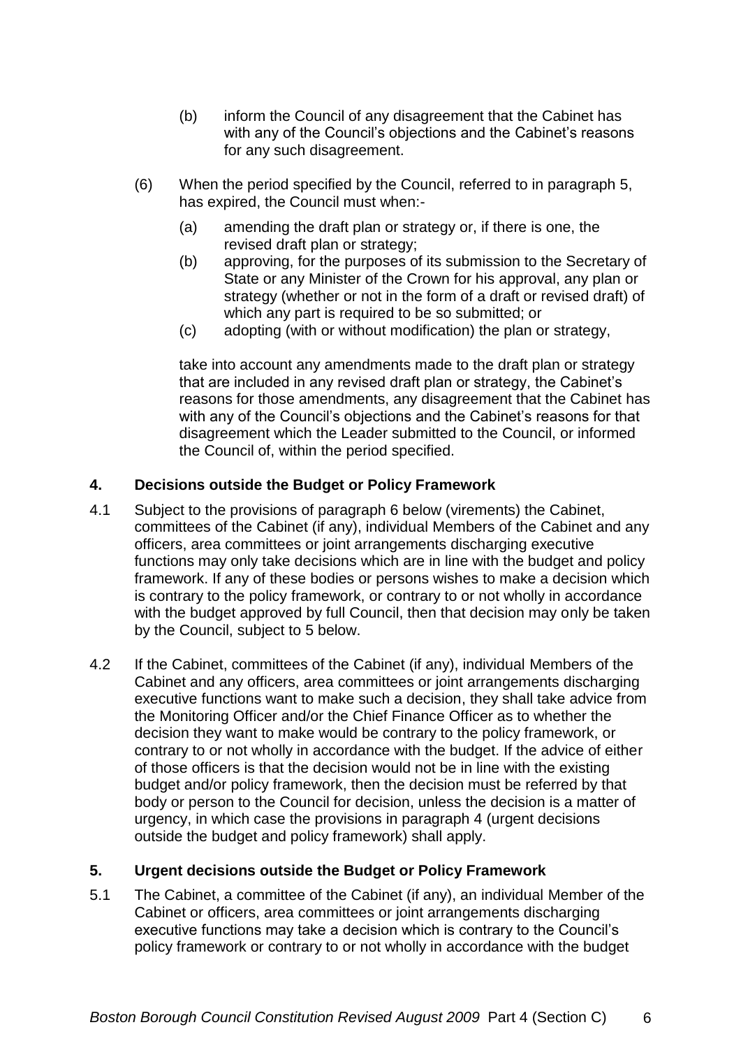(b) inform the Council of any disagreement that the Cabinet has with any of the Council's objections and the Cabinet's reasons for any such disagreement.

(6) When the period specified by the Council, referred to in paragraph 5, has expired, the Council must when:-

(a) amending the draft plan or strategy or, if there is one, the revised draft plan or strategy;

(b) approving, for the purposes of its submission to the Secretary of State or any Minister of the Crown for his approval, any plan or strategy (whether or not in the form of a draft or revised draft) of which any part is required to be so submitted; or

(c) adopting (with or without modification) the plan or strategy,

take into account any amendments made to the draft plan or strategy that are included in any revised draft plan or strategy, the Cabinet's reasons for those amendments, any disagreement that the Cabinet has with any of the Council's objections and the Cabinet's reasons for that disagreement which the Leader submitted to the Council, or informed the Council of, within the period specified.

## 4. Decisions outside the Budget or Policy Framework

4.1 Subject to the provisions of paragraph 6 below (virements) the Cabinet, committees of the Cabinet (if any), individual Members of the Cabinet and any officers, area committees or joint arrangements discharging executive functions may only take decisions which are in line with the budget and policy framework. If any of these bodies or persons wishes to make a decision which is contrary to the policy framework, or contrary to or not wholly in accordance with the budget approved by full Council, then that decision may only be taken by the Council, subject to 5 below.

4.2 If the Cabinet, committees of the Cabinet (if any), individual Members of the Cabinet and any officers, area committees or joint arrangements discharging executive functions want to make such a decision, they shall take advice from the Monitoring Officer and/or the Chief Finance Officer as to whether the decision they want to make would be contrary to the policy framework, or contrary to or not wholly in accordance with the budget. If the advice of either of those officers is that the decision would not be in line with the existing budget and/or policy framework, then the decision must be referred by that body or person to the Council for decision, unless the decision is a matter of urgency, in which case the provisions in paragraph 4 (urgent decisions outside the budget and policy framework) shall apply.

## 5. Urgent decisions outside the Budget or Policy Framework

5.1 The Cabinet, a committee of the Cabinet (if any), an individual Member of the Cabinet or officers, area committees or joint arrangements discharging executive functions may take a decision which is contrary to the Council's policy framework or contrary to or not wholly in accordance with the budget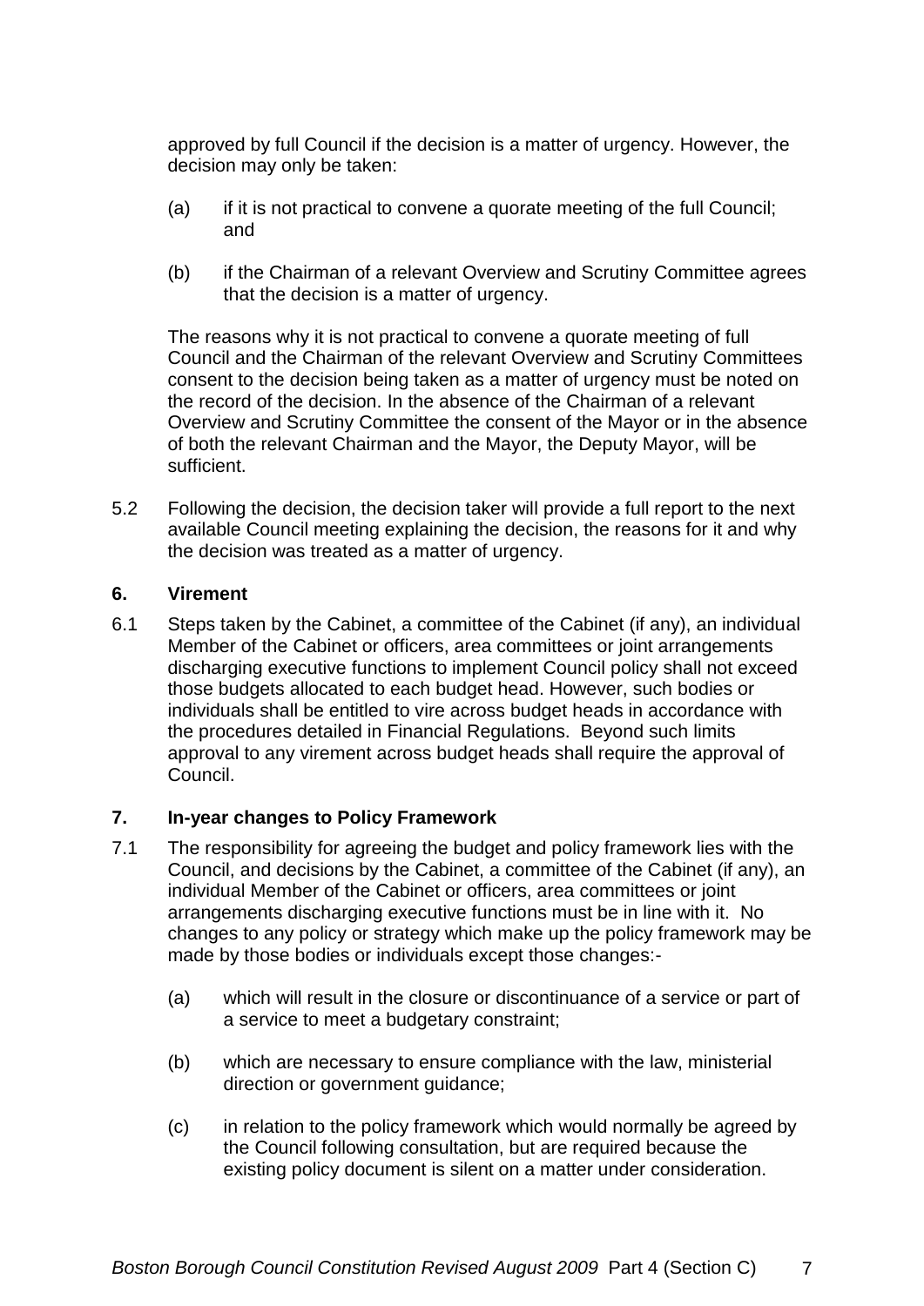approved by full Council if the decision is a matter of urgency. However, the decision may only be taken:

(a) if it is not practical to convene a quorate meeting of the full Council; and

(b) if the Chairman of a relevant Overview and Scrutiny Committee agrees that the decision is a matter of urgency.

The reasons why it is not practical to convene a quorate meeting of full Council and the Chairman of the relevant Overview and Scrutiny Committees consent to the decision being taken as a matter of urgency must be noted on the record of the decision. In the absence of the Chairman of a relevant Overview and Scrutiny Committee the consent of the Mayor or in the absence of both the relevant Chairman and the Mayor, the Deputy Mayor, will be sufficient.

5.2 Following the decision, the decision taker will provide a full report to the next available Council meeting explaining the decision, the reasons for it and why the decision was treated as a matter of urgency.

## 6. Virement

6.1 Steps taken by the Cabinet, a committee of the Cabinet (if any), an individual Member of the Cabinet or officers, area committees or joint arrangements discharging executive functions to implement Council policy shall not exceed those budgets allocated to each budget head. However, such bodies or individuals shall be entitled to vire across budget heads in accordance with the procedures detailed in Financial Regulations. Beyond such limits approval to any virement across budget heads shall require the approval of Council.

## 7. In-year changes to Policy Framework

7.1 The responsibility for agreeing the budget and policy framework lies with the Council, and decisions by the Cabinet, a committee of the Cabinet (if any), an individual Member of the Cabinet or officers, area committees or joint arrangements discharging executive functions must be in line with it. No changes to any policy or strategy which make up the policy framework may be made by those bodies or individuals except those changes:-

(a) which will result in the closure or discontinuance of a service or part of a service to meet a budgetary constraint;

(b) which are necessary to ensure compliance with the law, ministerial direction or government guidance;

(c) in relation to the policy framework which would normally be agreed by the Council following consultation, but are required because the existing policy document is silent on a matter under consideration.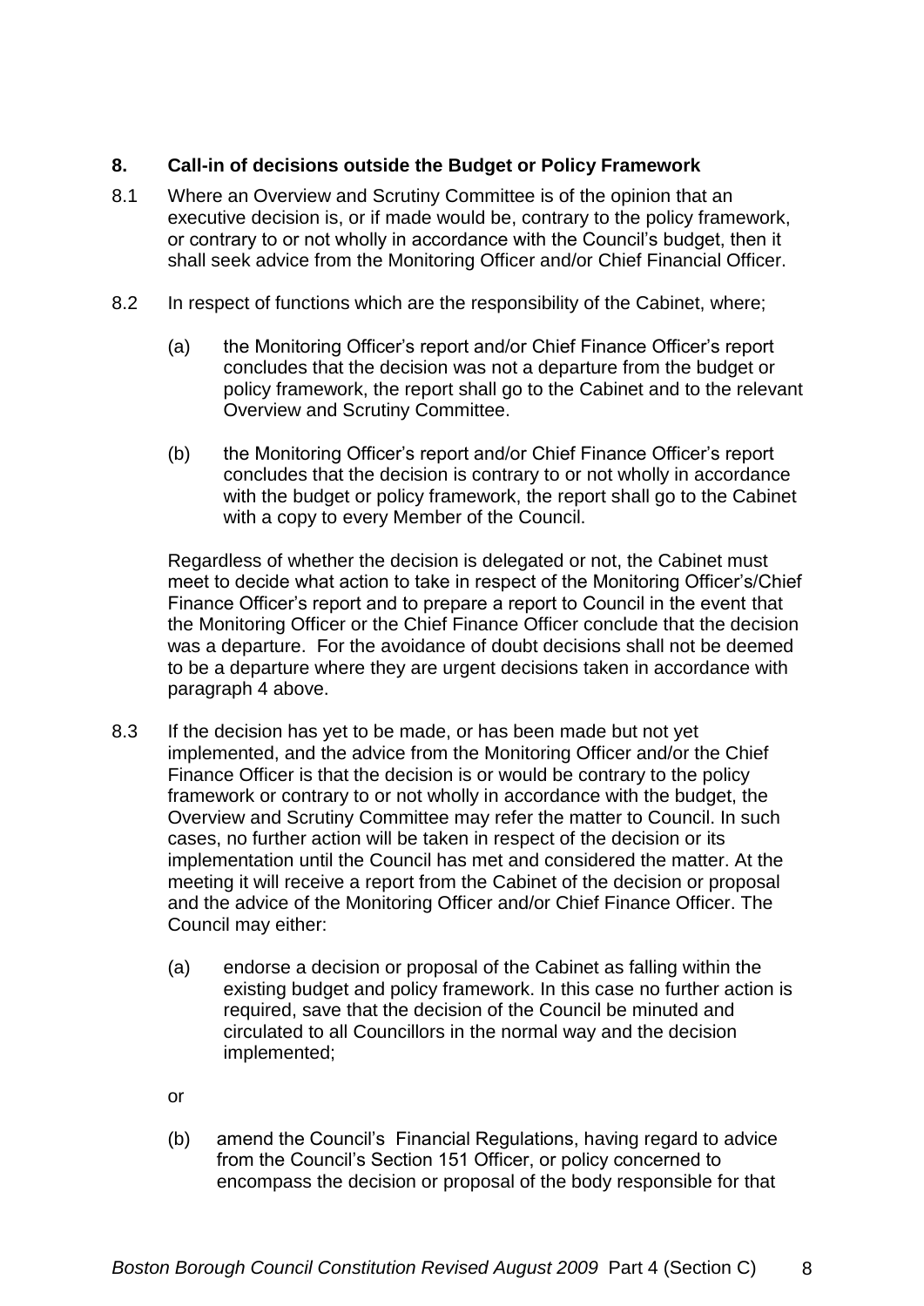## 8. Call-in of decisions outside the Budget or Policy Framework

8.1 Where an Overview and Scrutiny Committee is of the opinion that an executive decision is, or if made would be, contrary to the policy framework, or contrary to or not wholly in accordance with the Council's budget, then it shall seek advice from the Monitoring Officer and/or Chief Financial Officer.

8.2 In respect of functions which are the responsibility of the Cabinet, where;

(a) the Monitoring Officer's report and/or Chief Finance Officer's report concludes that the decision was not a departure from the budget or policy framework, the report shall go to the Cabinet and to the relevant Overview and Scrutiny Committee.

(b) the Monitoring Officer's report and/or Chief Finance Officer's report concludes that the decision is contrary to or not wholly in accordance with the budget or policy framework, the report shall go to the Cabinet with a copy to every Member of the Council.

Regardless of whether the decision is delegated or not, the Cabinet must meet to decide what action to take in respect of the Monitoring Officer's/Chief Finance Officer's report and to prepare a report to Council in the event that the Monitoring Officer or the Chief Finance Officer conclude that the decision was a departure. For the avoidance of doubt decisions shall not be deemed to be a departure where they are urgent decisions taken in accordance with paragraph 4 above.

8.3 If the decision has yet to be made, or has been made but not yet implemented, and the advice from the Monitoring Officer and/or the Chief Finance Officer is that the decision is or would be contrary to the policy framework or contrary to or not wholly in accordance with the budget, the Overview and Scrutiny Committee may refer the matter to Council. In such cases, no further action will be taken in respect of the decision or its implementation until the Council has met and considered the matter. At the meeting it will receive a report from the Cabinet of the decision or proposal and the advice of the Monitoring Officer and/or Chief Finance Officer. The Council may either:

(a) endorse a decision or proposal of the Cabinet as falling within the existing budget and policy framework. In this case no further action is required, save that the decision of the Council be minuted and circulated to all Councillors in the normal way and the decision implemented;

or

(b) amend the Council's Financial Regulations, having regard to advice from the Council's Section 151 Officer, or policy concerned to encompass the decision or proposal of the body responsible for that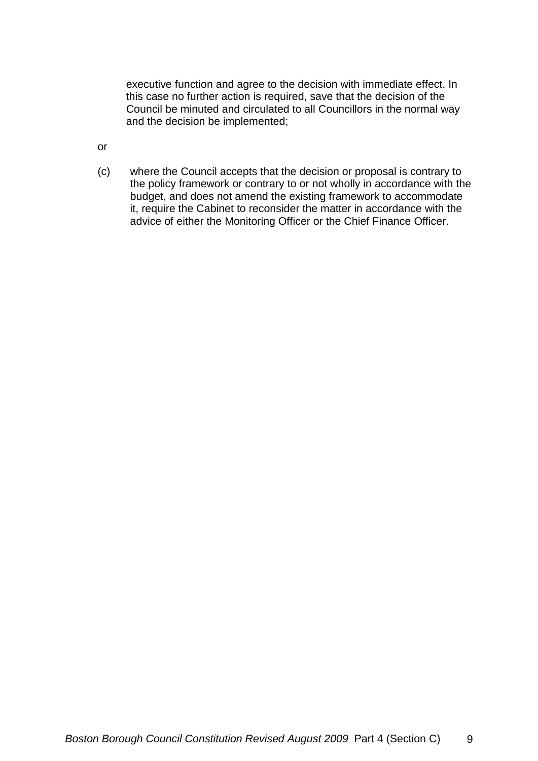executive function and agree to the decision with immediate effect. In this case no further action is required, save that the decision of the Council be minuted and circulated to all Councillors in the normal way and the decision be implemented;

or

(c) where the Council accepts that the decision or proposal is contrary to the policy framework or contrary to or not wholly in accordance with the budget, and does not amend the existing framework to accommodate it, require the Cabinet to reconsider the matter in accordance with the advice of either the Monitoring Officer or the Chief Finance Officer.